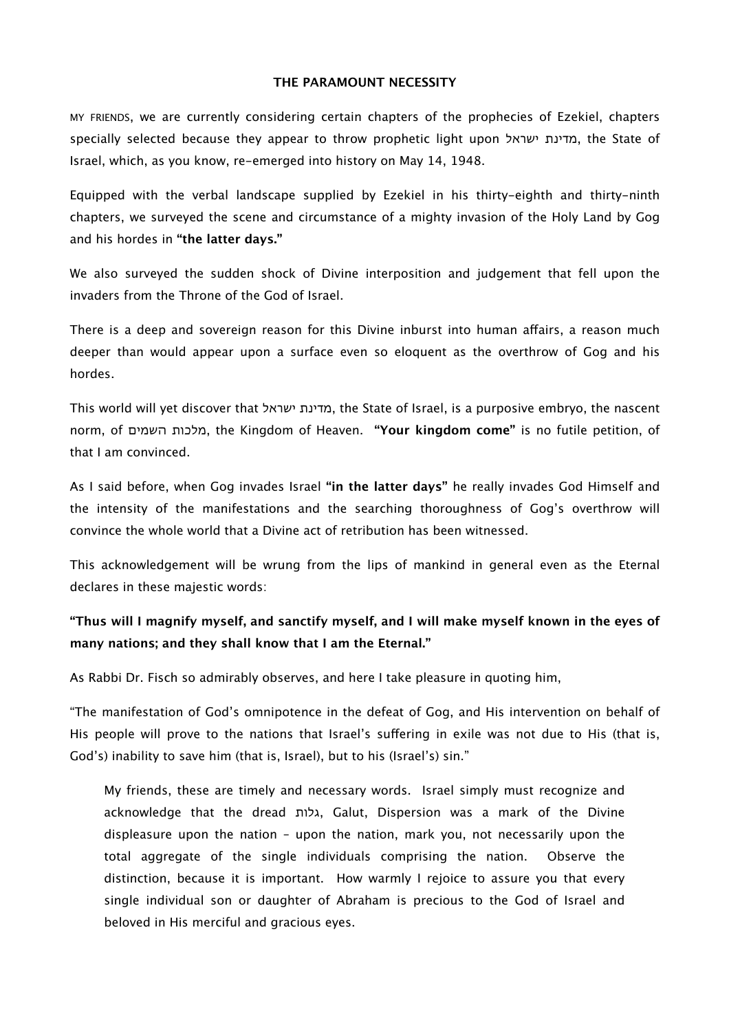# THE PARAMOUNT NECESSITY

MY FRIENDS, we are currently considering certain chapters of the prophecies of Ezekiel, chapters specially selected because they appear to throw prophetic light upon מדינת ישראל, the State of Israel, which, as you know, re-emerged into history on May 14, 1948.

Equipped with the verbal landscape supplied by Ezekiel in his thirty-eighth and thirty-ninth chapters, we surveyed the scene and circumstance of a mighty invasion of the Holy Land by Gog and his hordes in **"the latter days."**

We also surveyed the sudden shock of Divine interposition and judgement that fell upon the invaders from the Throne of the God of Israel.

There is a deep and sovereign reason for this Divine inburst into human affairs, a reason much deeper than would appear upon a surface even so eloquent as the overthrow of Gog and his hordes.

This world will yet discover that מדינת ישראל, the State of Israel, is a purposive embryo, the nascent norm, of מלכות השמים, the Kingdom of Heaven. **"Your kingdom come"** is no futile petition, of that I am convinced.

As I said before, when Gog invades Israel **"in the latter days"** he really invades God Himself and the intensity of the manifestations and the searching thoroughness of Gog's overthrow will convince the whole world that a Divine act of retribution has been witnessed.

This acknowledgement will be wrung from the lips of mankind in general even as the Eternal declares in these majestic words:

**"Thus will I magnify myself, and sanctify myself, and I will make myself known in the eyes of many nations; and they shall know that I am the Eternal."**

As Rabbi Dr. Fisch so admirably observes, and here I take pleasure in quoting him,

"The manifestation of God's omnipotence in the defeat of Gog, and His intervention on behalf of His people will prove to the nations that Israel's suffering in exile was not due to His (that is, God's) inability to save him (that is, Israel), but to his (Israel's) sin."

> My friends, these are timely and necessary words. Israel simply must recognize and acknowledge that the dread גלות, Galut, Dispersion was a mark of the Divine displeasure upon the nation – upon the nation, mark you, not necessarily upon the total aggregate of the single individuals comprising the nation. Observe the distinction, because it is important. How warmly I rejoice to assure you that every single individual son or daughter of Abraham is precious to the God of Israel and beloved in His merciful and gracious eyes.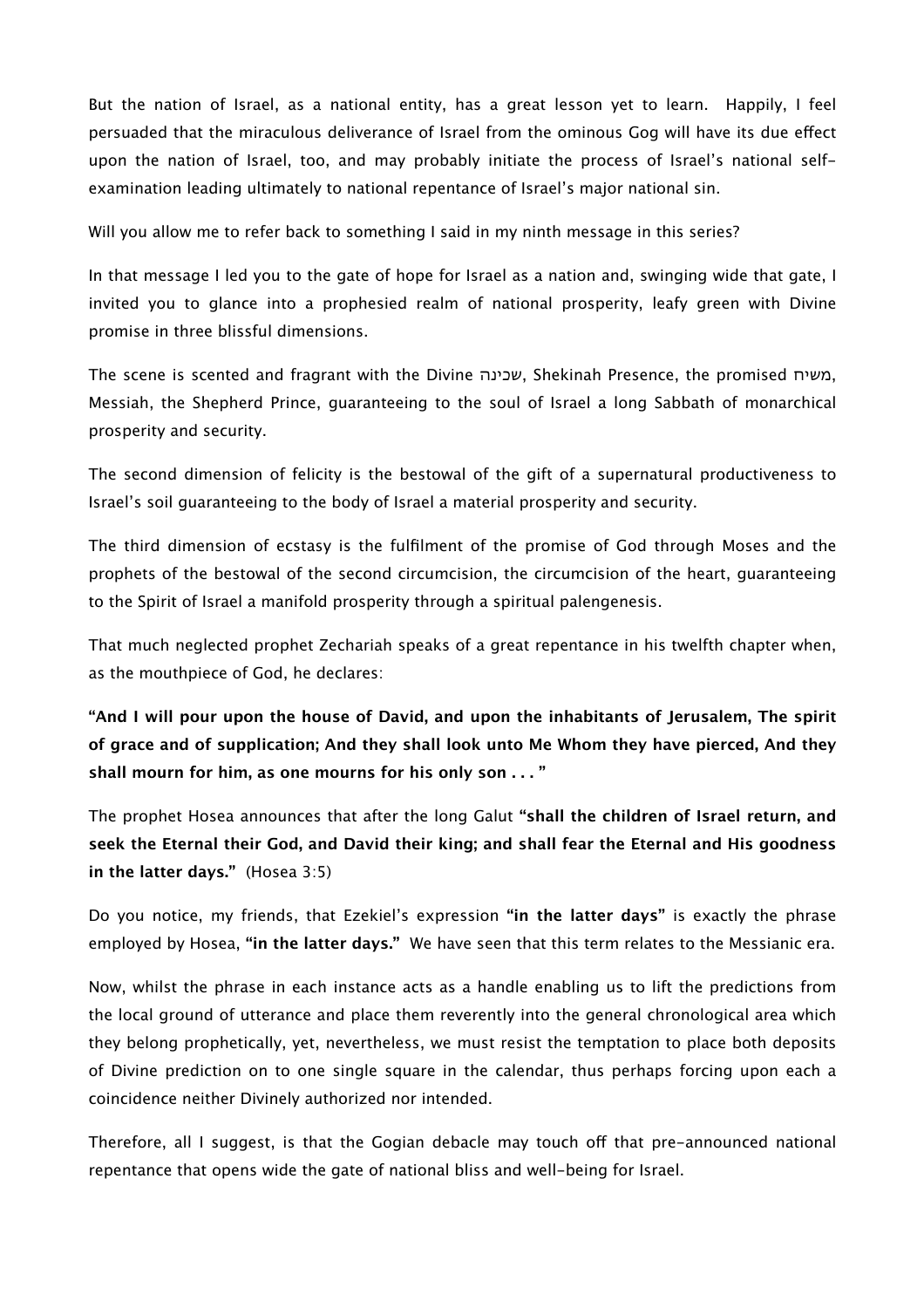But the nation of Israel, as a national entity, has a great lesson yet to learn. Happily, I feel persuaded that the miraculous deliverance of Israel from the ominous Gog will have its due effect upon the nation of Israel, too, and may probably initiate the process of Israel's national self-examination leading ultimately to national repentance of Israel's major national sin.

Will you allow me to refer back to something I said in my ninth message in this series?

In that message I led you to the gate of hope for Israel as a nation and, swinging wide that gate, I invited you to glance into a prophesied realm of national prosperity, leafy green with Divine promise in three blissful dimensions.

The scene is scented and fragrant with the Divine שכינה, Shekinah Presence, the promised משיח, Messiah, the Shepherd Prince, guaranteeing to the soul of Israel a long Sabbath of monarchical prosperity and security.

The second dimension of felicity is the bestowal of the gift of a supernatural productiveness to Israel's soil guaranteeing to the body of Israel a material prosperity and security.

The third dimension of ecstasy is the fulfilment of the promise of God through Moses and the prophets of the bestowal of the second circumcision, the circumcision of the heart, guaranteeing to the Spirit of Israel a manifold prosperity through a spiritual palengenesis.

That much neglected prophet Zechariah speaks of a great repentance in his twelfth chapter when, as the mouthpiece of God, he declares:

**"And I will pour upon the house of David, and upon the inhabitants of Jerusalem, The spirit of grace and of supplication; And they shall look unto Me Whom they have pierced, And they shall mourn for him, as one mourns for his only son . . . "**

The prophet Hosea announces that after the long Galut **"shall the children of Israel return, and seek the Eternal their God, and David their king; and shall fear the Eternal and His goodness in the latter days."** (Hosea 3:5)

Do you notice, my friends, that Ezekiel's expression **"in the latter days"** is exactly the phrase employed by Hosea, **"in the latter days."** We have seen that this term relates to the Messianic era.

Now, whilst the phrase in each instance acts as a handle enabling us to lift the predictions from the local ground of utterance and place them reverently into the general chronological area which they belong prophetically, yet, nevertheless, we must resist the temptation to place both deposits of Divine prediction on to one single square in the calendar, thus perhaps forcing upon each a coincidence neither Divinely authorized nor intended.

Therefore, all I suggest, is that the Gogian debacle may touch off that pre-announced national repentance that opens wide the gate of national bliss and well-being for Israel.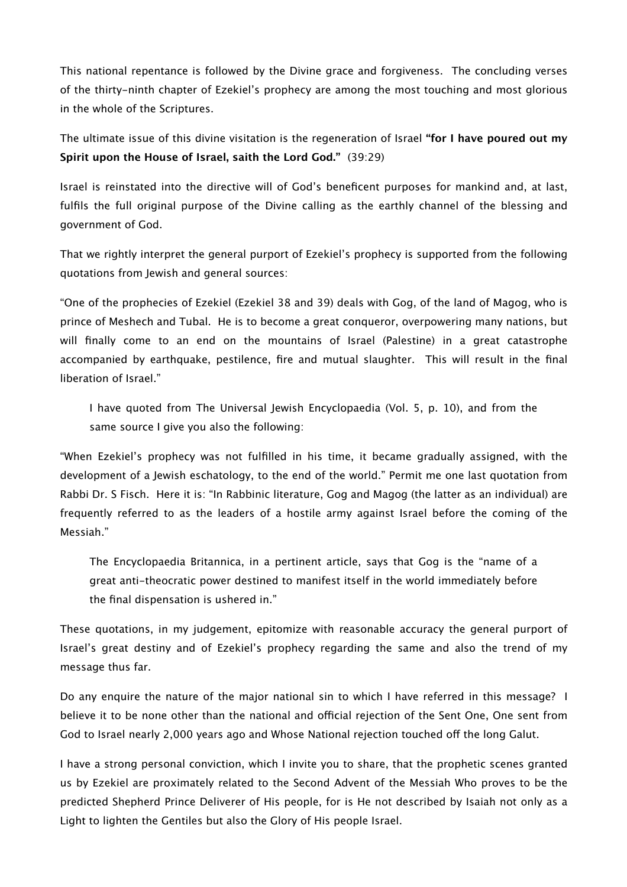This national repentance is followed by the Divine grace and forgiveness. The concluding verses of the thirty-ninth chapter of Ezekiel's prophecy are among the most touching and most glorious in the whole of the Scriptures.

The ultimate issue of this divine visitation is the regeneration of Israel **"for I have poured out my Spirit upon the House of Israel, saith the Lord God."** (39:29)

Israel is reinstated into the directive will of God's beneficent purposes for mankind and, at last, fulfils the full original purpose of the Divine calling as the earthly channel of the blessing and government of God.

That we rightly interpret the general purport of Ezekiel's prophecy is supported from the following quotations from Jewish and general sources:

"One of the prophecies of Ezekiel (Ezekiel 38 and 39) deals with Gog, of the land of Magog, who is prince of Meshech and Tubal. He is to become a great conqueror, overpowering many nations, but will finally come to an end on the mountains of Israel (Palestine) in a great catastrophe accompanied by earthquake, pestilence, fire and mutual slaughter. This will result in the final liberation of Israel."

> I have quoted from The Universal Jewish Encyclopaedia (Vol. 5, p. 10), and from the same source I give you also the following:

"When Ezekiel's prophecy was not fulfilled in his time, it became gradually assigned, with the development of a Jewish eschatology, to the end of the world." Permit me one last quotation from Rabbi Dr. S Fisch. Here it is: "In Rabbinic literature, Gog and Magog (the latter as an individual) are frequently referred to as the leaders of a hostile army against Israel before the coming of the Messiah."

> The Encyclopaedia Britannica, in a pertinent article, says that Gog is the "name of a great anti-theocratic power destined to manifest itself in the world immediately before the final dispensation is ushered in."

These quotations, in my judgement, epitomize with reasonable accuracy the general purport of Israel's great destiny and of Ezekiel's prophecy regarding the same and also the trend of my message thus far.

Do any enquire the nature of the major national sin to which I have referred in this message? I believe it to be none other than the national and official rejection of the Sent One, One sent from God to Israel nearly 2,000 years ago and Whose National rejection touched off the long Galut.

I have a strong personal conviction, which I invite you to share, that the prophetic scenes granted us by Ezekiel are proximately related to the Second Advent of the Messiah Who proves to be the predicted Shepherd Prince Deliverer of His people, for is He not described by Isaiah not only as a Light to lighten the Gentiles but also the Glory of His people Israel.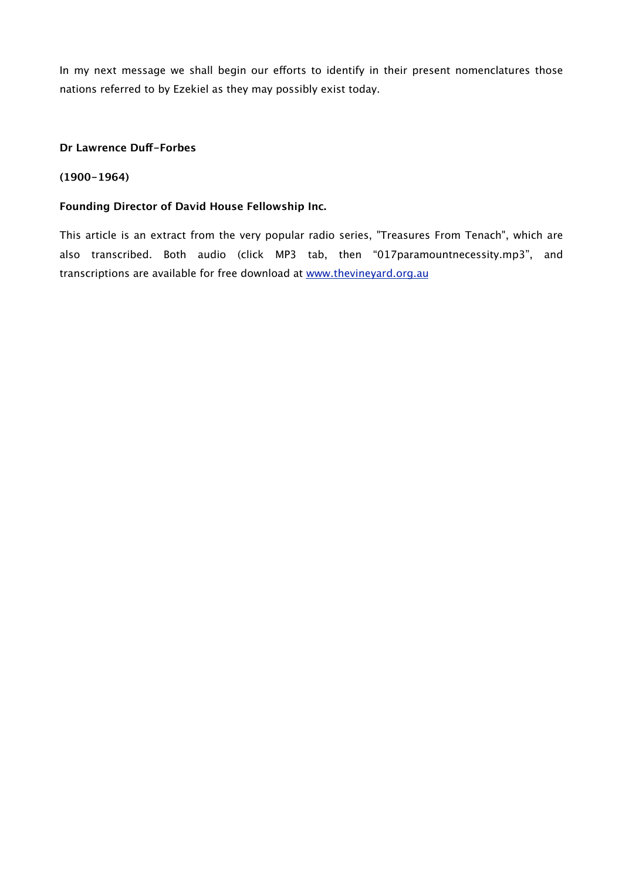In my next message we shall begin our efforts to identify in their present nomenclatures those nations referred to by Ezekiel as they may possibly exist today.

**Dr Lawrence Duff-Forbes**

**(1900-1964)**

**Founding Director of David House Fellowship Inc.**

This article is an extract from the very popular radio series, "Treasures From Tenach", which are also transcribed. Both audio (click MP3 tab, then "017paramountnecessity.mp3", and transcriptions are available for free download at [www.thevineyard.org.au](http://www.thevineyard.org.au)